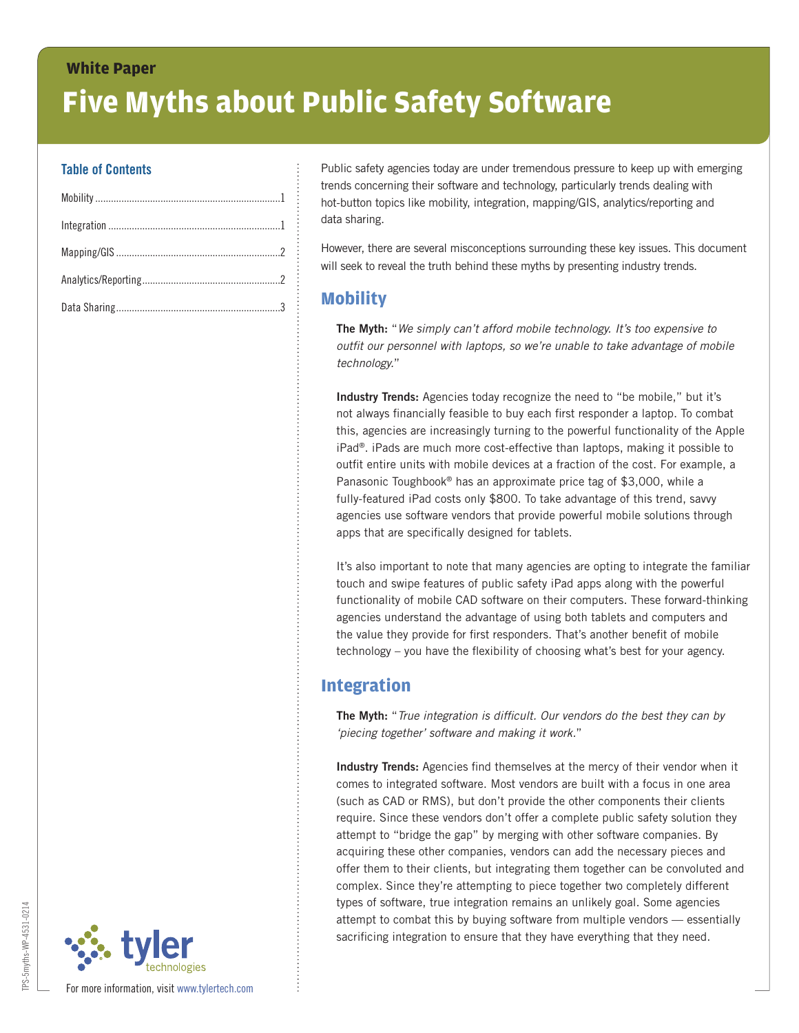White Paper

# Five Myths about Public Safety Software

### Table of Contents

Mobility .......................................................................1

Integration ..................................................................1

Mapping/GIS ...............................................................2

Analytics/Reporting.....................................................2

Data Sharing...............................................................3

Public safety agencies today are under tremendous pressure to keep up with emerging trends concerning their software and technology, particularly trends dealing with hot-button topics like mobility, integration, mapping/GIS, analytics/reporting and data sharing.

However, there are several misconceptions surrounding these key issues. This document will seek to reveal the truth behind these myths by presenting industry trends.

## Mobility

**The Myth:** "*We simply can't afford mobile technology. It's too expensive to outfit our personnel with laptops, so we're unable to take advantage of mobile technology.*"

**Industry Trends:** Agencies today recognize the need to "be mobile," but it's not always financially feasible to buy each first responder a laptop. To combat this, agencies are increasingly turning to the powerful functionality of the Apple iPad®. iPads are much more cost-effective than laptops, making it possible to outfit entire units with mobile devices at a fraction of the cost. For example, a Panasonic Toughbook® has an approximate price tag of $3,000, while a fully-featured iPad costs only $800. To take advantage of this trend, savvy agencies use software vendors that provide powerful mobile solutions through apps that are specifically designed for tablets.

It's also important to note that many agencies are opting to integrate the familiar touch and swipe features of public safety iPad apps along with the powerful functionality of mobile CAD software on their computers. These forward-thinking agencies understand the advantage of using both tablets and computers and the value they provide for first responders. That's another benefit of mobile technology – you have the flexibility of choosing what's best for your agency.

## Integration

**The Myth:** "*True integration is difficult. Our vendors do the best they can by 'piecing together' software and making it work.*"

**Industry Trends:** Agencies find themselves at the mercy of their vendor when it comes to integrated software. Most vendors are built with a focus in one area (such as CAD or RMS), but don't provide the other components their clients require. Since these vendors don't offer a complete public safety solution they attempt to "bridge the gap" by merging with other software companies. By acquiring these other companies, vendors can add the necessary pieces and offer them to their clients, but integrating them together can be convoluted and complex. Since they're attempting to piece together two completely different types of software, true integration remains an unlikely goal. Some agencies attempt to combat this by buying software from multiple vendors — essentially sacrificing integration to ensure that they have everything that they need.

tyler technologies

For more information, visit www.tylertech.com

TPS-5myths-WP-4531-0214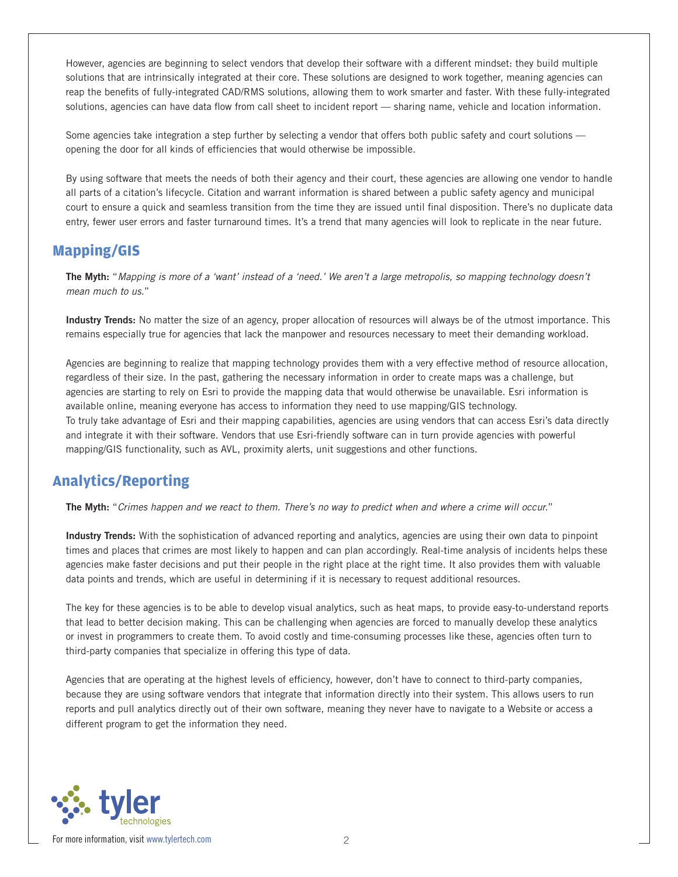However, agencies are beginning to select vendors that develop their software with a different mindset: they build multiple solutions that are intrinsically integrated at their core. These solutions are designed to work together, meaning agencies can reap the benefits of fully-integrated CAD/RMS solutions, allowing them to work smarter and faster. With these fully-integrated solutions, agencies can have data flow from call sheet to incident report — sharing name, vehicle and location information.

Some agencies take integration a step further by selecting a vendor that offers both public safety and court solutions — opening the door for all kinds of efficiencies that would otherwise be impossible.

By using software that meets the needs of both their agency and their court, these agencies are allowing one vendor to handle all parts of a citation's lifecycle. Citation and warrant information is shared between a public safety agency and municipal court to ensure a quick and seamless transition from the time they are issued until final disposition. There's no duplicate data entry, fewer user errors and faster turnaround times. It's a trend that many agencies will look to replicate in the near future.

## Mapping/GIS

**The Myth:** "*Mapping is more of a 'want' instead of a 'need.' We aren't a large metropolis, so mapping technology doesn't mean much to us.*"

**Industry Trends:** No matter the size of an agency, proper allocation of resources will always be of the utmost importance. This remains especially true for agencies that lack the manpower and resources necessary to meet their demanding workload.

Agencies are beginning to realize that mapping technology provides them with a very effective method of resource allocation, regardless of their size. In the past, gathering the necessary information in order to create maps was a challenge, but agencies are starting to rely on Esri to provide the mapping data that would otherwise be unavailable. Esri information is available online, meaning everyone has access to information they need to use mapping/GIS technology.
To truly take advantage of Esri and their mapping capabilities, agencies are using vendors that can access Esri's data directly and integrate it with their software. Vendors that use Esri-friendly software can in turn provide agencies with powerful mapping/GIS functionality, such as AVL, proximity alerts, unit suggestions and other functions.

## Analytics/Reporting

**The Myth:** "*Crimes happen and we react to them. There's no way to predict when and where a crime will occur.*"

**Industry Trends:** With the sophistication of advanced reporting and analytics, agencies are using their own data to pinpoint times and places that crimes are most likely to happen and can plan accordingly. Real-time analysis of incidents helps these agencies make faster decisions and put their people in the right place at the right time. It also provides them with valuable data points and trends, which are useful in determining if it is necessary to request additional resources.

The key for these agencies is to be able to develop visual analytics, such as heat maps, to provide easy-to-understand reports that lead to better decision making. This can be challenging when agencies are forced to manually develop these analytics or invest in programmers to create them. To avoid costly and time-consuming processes like these, agencies often turn to third-party companies that specialize in offering this type of data.

Agencies that are operating at the highest levels of efficiency, however, don't have to connect to third-party companies, because they are using software vendors that integrate that information directly into their system. This allows users to run reports and pull analytics directly out of their own software, meaning they never have to navigate to a Website or access a different program to get the information they need.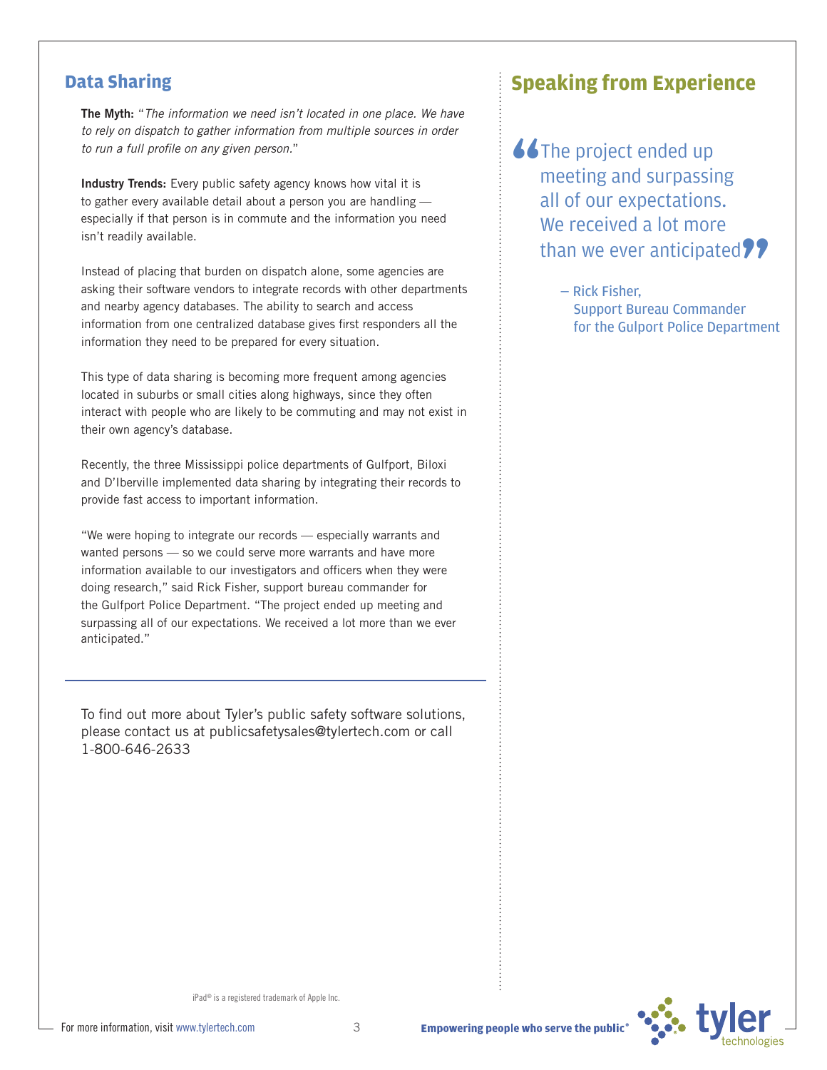## Data Sharing

**The Myth:** "*The information we need isn't located in one place. We have to rely on dispatch to gather information from multiple sources in order to run a full profile on any given person.*"

**Industry Trends:** Every public safety agency knows how vital it is to gather every available detail about a person you are handling — especially if that person is in commute and the information you need isn't readily available.

Instead of placing that burden on dispatch alone, some agencies are asking their software vendors to integrate records with other departments and nearby agency databases. The ability to search and access information from one centralized database gives first responders all the information they need to be prepared for every situation.

This type of data sharing is becoming more frequent among agencies located in suburbs or small cities along highways, since they often interact with people who are likely to be commuting and may not exist in their own agency's database.

Recently, the three Mississippi police departments of Gulfport, Biloxi and D'Iberville implemented data sharing by integrating their records to provide fast access to important information.

"We were hoping to integrate our records — especially warrants and wanted persons — so we could serve more warrants and have more information available to our investigators and officers when they were doing research," said Rick Fisher, support bureau commander for the Gulfport Police Department. "The project ended up meeting and surpassing all of our expectations. We received a lot more than we ever anticipated."

---

To find out more about Tyler's public safety software solutions, please contact us at publicsafetysales@tylertech.com or call 1-800-646-2633

## Speaking from Experience

> "The project ended up meeting and surpassing all of our expectations. We received a lot more than we ever anticipated"
>
> – Rick Fisher,
> Support Bureau Commander
> for the Gulport Police Department

iPad® is a registered trademark of Apple Inc.

For more information, visit www.tylertech.com

Empowering people who serve the public®

tyler technologies